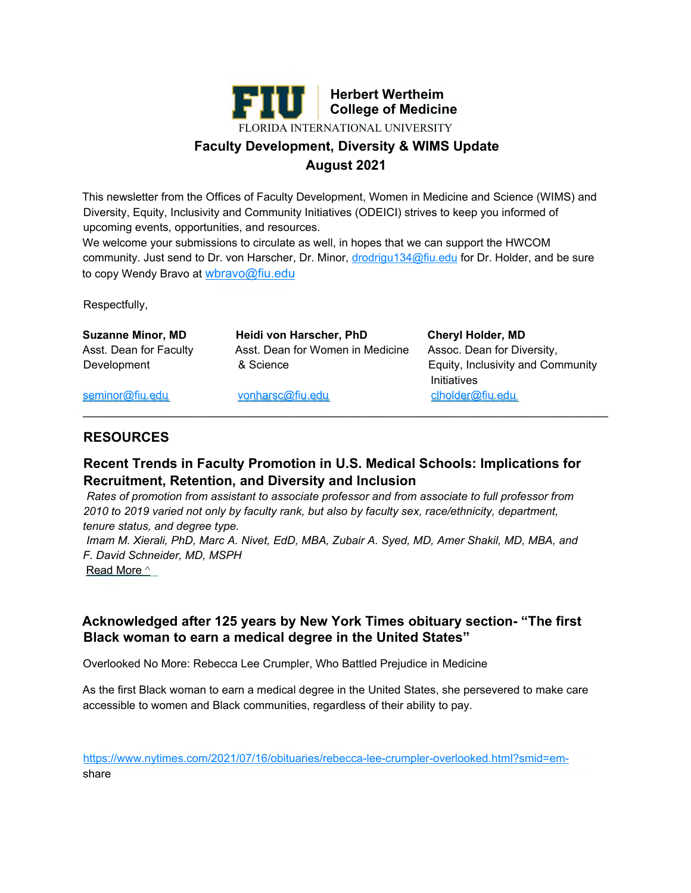**Herbert Wertheim College of Medicine**

FLORIDA INTERNATIONAL UNIVERSITY

# Faculty Development, Diversity & WIMS Update
## August 2021

This newsletter from the Offices of Faculty Development, Women in Medicine and Science (WIMS) and Diversity, Equity, Inclusivity and Community Initiatives (ODEICI) strives to keep you informed of upcoming events, opportunities, and resources.

We welcome your submissions to circulate as well, in hopes that we can support the HWCOM community. Just send to Dr. von Harscher, Dr. Minor, drodrigu134@fiu.edu for Dr. Holder, and be sure to copy Wendy Bravo at wbravo@fiu.edu

Respectfully,

**Suzanne Minor, MD**
Asst. Dean for Faculty Development
seminor@fiu.edu

**Heidi von Harscher, PhD**
Asst. Dean for Women in Medicine & Science
vonharsc@fiu.edu

**Cheryl Holder, MD**
Assoc. Dean for Diversity, Equity, Inclusivity and Community Initiatives
clholder@fiu.edu

---

## RESOURCES

### Recent Trends in Faculty Promotion in U.S. Medical Schools: Implications for Recruitment, Retention, and Diversity and Inclusion

*Rates of promotion from assistant to associate professor and from associate to full professor from 2010 to 2019 varied not only by faculty rank, but also by faculty sex, race/ethnicity, department, tenure status, and degree type.*

*Imam M. Xierali, PhD, Marc A. Nivet, EdD, MBA, Zubair A. Syed, MD, Amer Shakil, MD, MBA, and F. David Schneider, MD, MSPH*

Read More ^

### Acknowledged after 125 years by New York Times obituary section- "The first Black woman to earn a medical degree in the United States"

Overlooked No More: Rebecca Lee Crumpler, Who Battled Prejudice in Medicine

As the first Black woman to earn a medical degree in the United States, she persevered to make care accessible to women and Black communities, regardless of their ability to pay.

https://www.nytimes.com/2021/07/16/obituaries/rebecca-lee-crumpler-overlooked.html?smid=em-share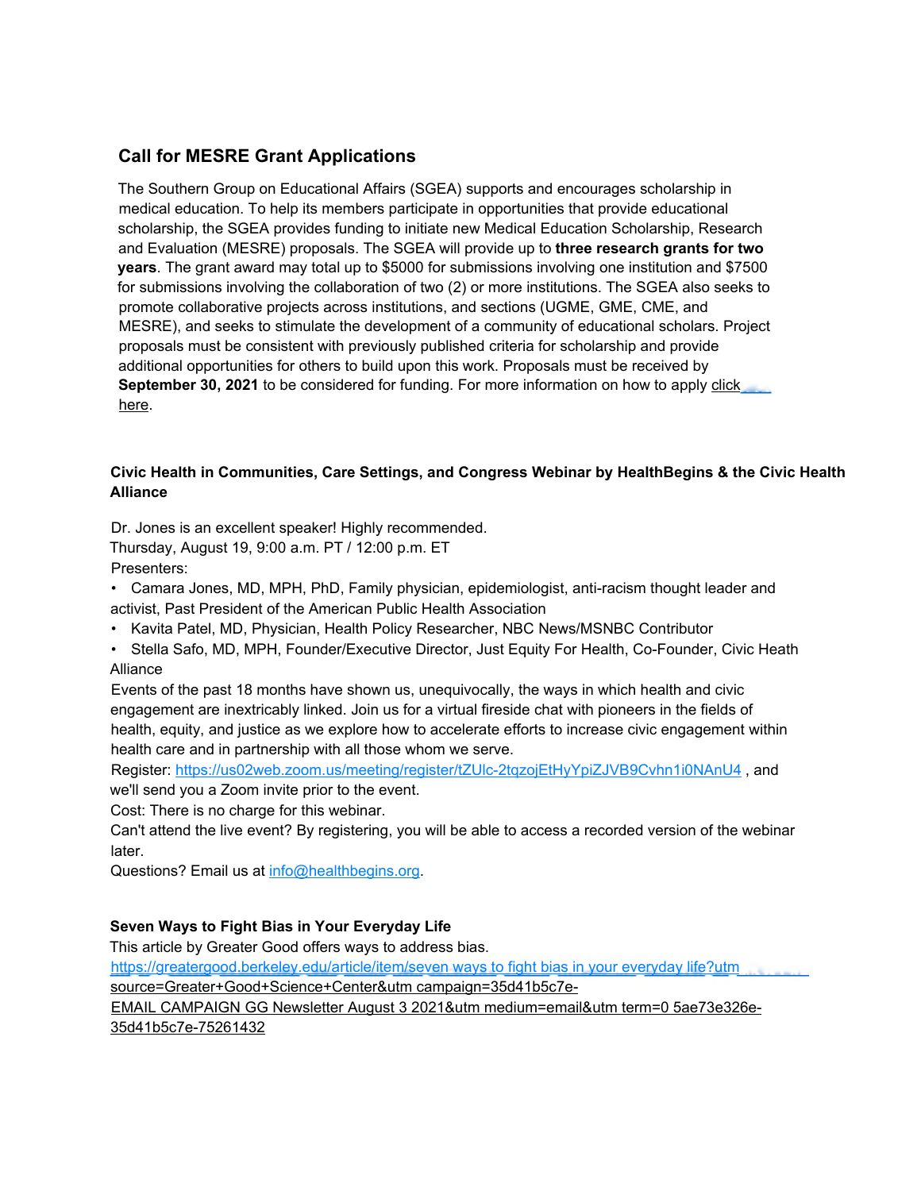## Call for MESRE Grant Applications

The Southern Group on Educational Affairs (SGEA) supports and encourages scholarship in medical education. To help its members participate in opportunities that provide educational scholarship, the SGEA provides funding to initiate new Medical Education Scholarship, Research and Evaluation (MESRE) proposals. The SGEA will provide up to **three research grants for two years**. The grant award may total up to $5000 for submissions involving one institution and $7500 for submissions involving the collaboration of two (2) or more institutions. The SGEA also seeks to promote collaborative projects across institutions, and sections (UGME, GME, CME, and MESRE), and seeks to stimulate the development of a community of educational scholars. Project proposals must be consistent with previously published criteria for scholarship and provide additional opportunities for others to build upon this work. Proposals must be received by **September 30, 2021** to be considered for funding. For more information on how to apply click here.

**Civic Health in Communities, Care Settings, and Congress Webinar by HealthBegins & the Civic Health Alliance**

Dr. Jones is an excellent speaker! Highly recommended.
Thursday, August 19, 9:00 a.m. PT / 12:00 p.m. ET
Presenters:

- Camara Jones, MD, MPH, PhD, Family physician, epidemiologist, anti-racism thought leader and activist, Past President of the American Public Health Association
- Kavita Patel, MD, Physician, Health Policy Researcher, NBC News/MSNBC Contributor
- Stella Safo, MD, MPH, Founder/Executive Director, Just Equity For Health, Co-Founder, Civic Heath Alliance

Events of the past 18 months have shown us, unequivocally, the ways in which health and civic engagement are inextricably linked. Join us for a virtual fireside chat with pioneers in the fields of health, equity, and justice as we explore how to accelerate efforts to increase civic engagement within health care and in partnership with all those whom we serve.
Register: https://us02web.zoom.us/meeting/register/tZUlc-2tqzojEtHyYpiZJVB9Cvhn1i0NAnU4 , and we'll send you a Zoom invite prior to the event.
Cost: There is no charge for this webinar.
Can't attend the live event? By registering, you will be able to access a recorded version of the webinar later.
Questions? Email us at info@healthbegins.org.

**Seven Ways to Fight Bias in Your Everyday Life**

This article by Greater Good offers ways to address bias.
https://greatergood.berkeley.edu/article/item/seven_ways_to_fight_bias_in_your_everyday_life?utm_source=Greater+Good+Science+Center&utm_campaign=35d41b5c7e-EMAIL_CAMPAIGN_GG_Newsletter_August_3_2021&utm_medium=email&utm_term=0_5ae73e326e-35d41b5c7e-75261432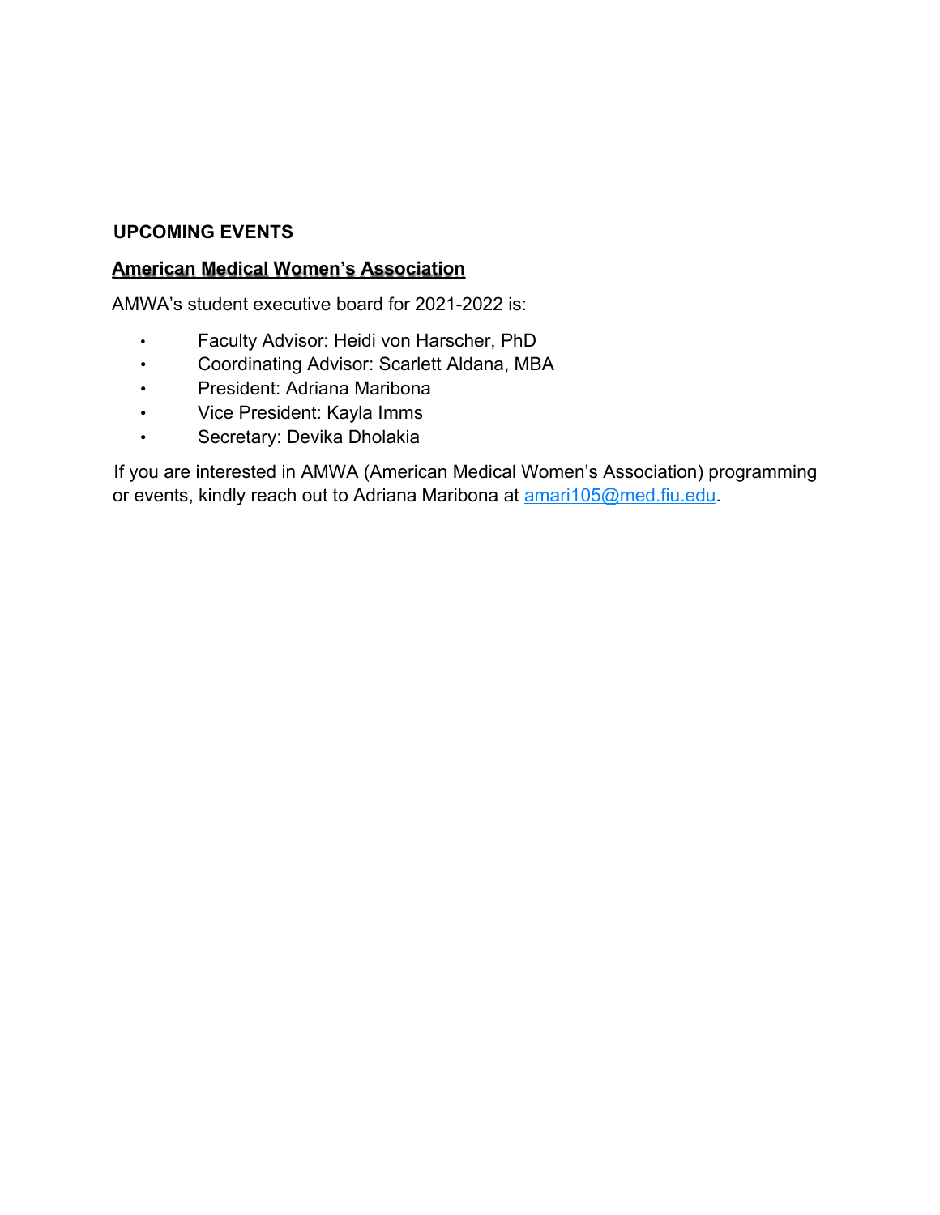## UPCOMING EVENTS

### American Medical Women's Association

AMWA's student executive board for 2021-2022 is:

- Faculty Advisor: Heidi von Harscher, PhD
- Coordinating Advisor: Scarlett Aldana, MBA
- President: Adriana Maribona
- Vice President: Kayla Imms
- Secretary: Devika Dholakia

If you are interested in AMWA (American Medical Women's Association) programming or events, kindly reach out to Adriana Maribona at amari105@med.fiu.edu.